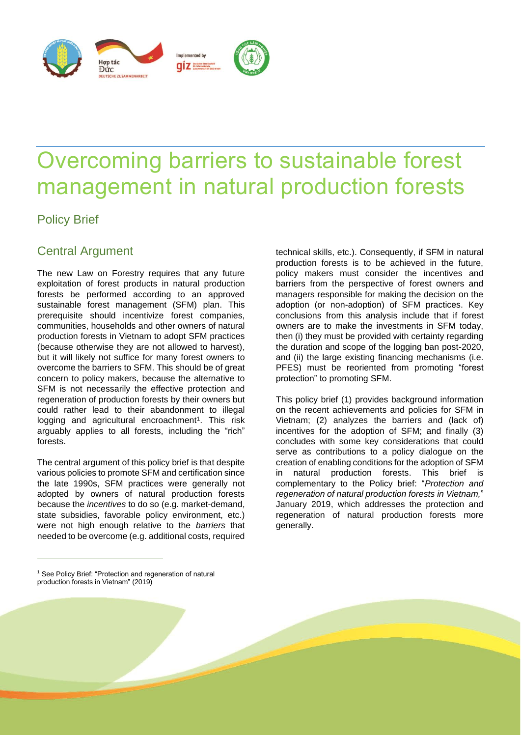# Overcoming barriers to sustainable forest management in natural production forests

## Policy Brief

## Central Argument

The new Law on Forestry requires that any future exploitation of forest products in natural production forests be performed according to an approved sustainable forest management (SFM) plan. This prerequisite should incentivize forest companies, communities, households and other owners of natural production forests in Vietnam to adopt SFM practices (because otherwise they are not allowed to harvest), but it will likely not suffice for many forest owners to overcome the barriers to SFM. This should be of great concern to policy makers, because the alternative to SFM is not necessarily the effective protection and regeneration of production forests by their owners but could rather lead to their abandonment to illegal logging and agricultural encroachment[1]. This risk arguably applies to all forests, including the "rich" forests.

The central argument of this policy brief is that despite various policies to promote SFM and certification since the late 1990s, SFM practices were generally not adopted by owners of natural production forests because the *incentives* to do so (e.g. market-demand, state subsidies, favorable policy environment, etc.) were not high enough relative to the *barriers* that needed to be overcome (e.g. additional costs, required technical skills, etc.). Consequently, if SFM in natural production forests is to be achieved in the future, policy makers must consider the incentives and barriers from the perspective of forest owners and managers responsible for making the decision on the adoption (or non-adoption) of SFM practices. Key conclusions from this analysis include that if forest owners are to make the investments in SFM today, then (i) they must be provided with certainty regarding the duration and scope of the logging ban post-2020, and (ii) the large existing financing mechanisms (i.e. PFES) must be reoriented from promoting "forest protection" to promoting SFM.

This policy brief (1) provides background information on the recent achievements and policies for SFM in Vietnam; (2) analyzes the barriers and (lack of) incentives for the adoption of SFM; and finally (3) concludes with some key considerations that could serve as contributions to a policy dialogue on the creation of enabling conditions for the adoption of SFM in natural production forests. This brief is complementary to the Policy brief: "*Protection and regeneration of natural production forests in Vietnam,*" January 2019, which addresses the protection and regeneration of natural production forests more generally.

---

[1] See Policy Brief: "Protection and regeneration of natural production forests in Vietnam" (2019)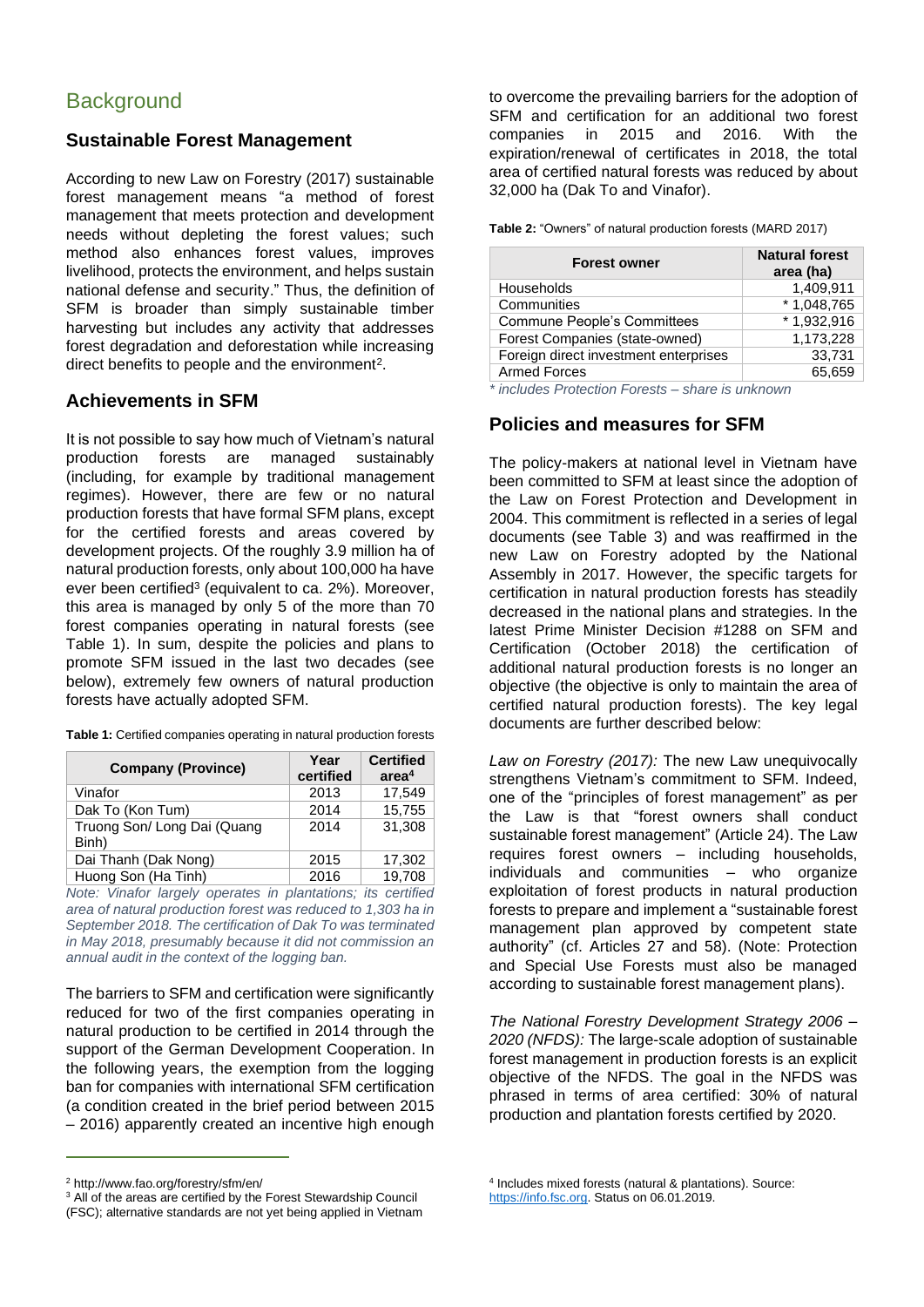# Background

## Sustainable Forest Management

According to new Law on Forestry (2017) sustainable forest management means "a method of forest management that meets protection and development needs without depleting the forest values; such method also enhances forest values, improves livelihood, protects the environment, and helps sustain national defense and security." Thus, the definition of SFM is broader than simply sustainable timber harvesting but includes any activity that addresses forest degradation and deforestation while increasing direct benefits to people and the environment[2].

## Achievements in SFM

It is not possible to say how much of Vietnam's natural production forests are managed sustainably (including, for example by traditional management regimes). However, there are few or no natural production forests that have formal SFM plans, except for the certified forests and areas covered by development projects. Of the roughly 3.9 million ha of natural production forests, only about 100,000 ha have ever been certified[3] (equivalent to ca. 2%). Moreover, this area is managed by only 5 of the more than 70 forest companies operating in natural forests (see Table 1). In sum, despite the policies and plans to promote SFM issued in the last two decades (see below), extremely few owners of natural production forests have actually adopted SFM.

**Table 1:** Certified companies operating in natural production forests

| Company (Province) | Year certified | Certified area[4] |
|---|---|---|
| Vinafor | 2013 | 17,549 |
| Dak To (Kon Tum) | 2014 | 15,755 |
| Truong Son/ Long Dai (Quang Binh) | 2014 | 31,308 |
| Dai Thanh (Dak Nong) | 2015 | 17,302 |
| Huong Son (Ha Tinh) | 2016 | 19,708 |

*Note: Vinafor largely operates in plantations; its certified area of natural production forest was reduced to 1,303 ha in September 2018. The certification of Dak To was terminated in May 2018, presumably because it did not commission an annual audit in the context of the logging ban.*

The barriers to SFM and certification were significantly reduced for two of the first companies operating in natural production to be certified in 2014 through the support of the German Development Cooperation. In the following years, the exemption from the logging ban for companies with international SFM certification (a condition created in the brief period between 2015 – 2016) apparently created an incentive high enough to overcome the prevailing barriers for the adoption of SFM and certification for an additional two forest companies in 2015 and 2016. With the expiration/renewal of certificates in 2018, the total area of certified natural forests was reduced by about 32,000 ha (Dak To and Vinafor).

**Table 2:** "Owners" of natural production forests (MARD 2017)

| Forest owner | Natural forest area (ha) |
|---|---|
| Households | 1,409,911 |
| Communities | * 1,048,765 |
| Commune People's Committees | * 1,932,916 |
| Forest Companies (state-owned) | 1,173,228 |
| Foreign direct investment enterprises | 33,731 |
| Armed Forces | 65,659 |

*\* includes Protection Forests – share is unknown*

## Policies and measures for SFM

The policy-makers at national level in Vietnam have been committed to SFM at least since the adoption of the Law on Forest Protection and Development in 2004. This commitment is reflected in a series of legal documents (see Table 3) and was reaffirmed in the new Law on Forestry adopted by the National Assembly in 2017. However, the specific targets for certification in natural production forests has steadily decreased in the national plans and strategies. In the latest Prime Minister Decision #1288 on SFM and Certification (October 2018) the certification of additional natural production forests is no longer an objective (the objective is only to maintain the area of certified natural production forests). The key legal documents are further described below:

*Law on Forestry (2017):* The new Law unequivocally strengthens Vietnam's commitment to SFM. Indeed, one of the "principles of forest management" as per the Law is that "forest owners shall conduct sustainable forest management" (Article 24). The Law requires forest owners – including households, individuals and communities – who organize exploitation of forest products in natural production forests to prepare and implement a "sustainable forest management plan approved by competent state authority" (cf. Articles 27 and 58). (Note: Protection and Special Use Forests must also be managed according to sustainable forest management plans).

*The National Forestry Development Strategy 2006 – 2020 (NFDS):* The large-scale adoption of sustainable forest management in production forests is an explicit objective of the NFDS. The goal in the NFDS was phrased in terms of area certified: 30% of natural production and plantation forests certified by 2020.

---

[2] http://www.fao.org/forestry/sfm/en/

[3] All of the areas are certified by the Forest Stewardship Council (FSC); alternative standards are not yet being applied in Vietnam

[4] Includes mixed forests (natural & plantations). Source: https://info.fsc.org. Status on 06.01.2019.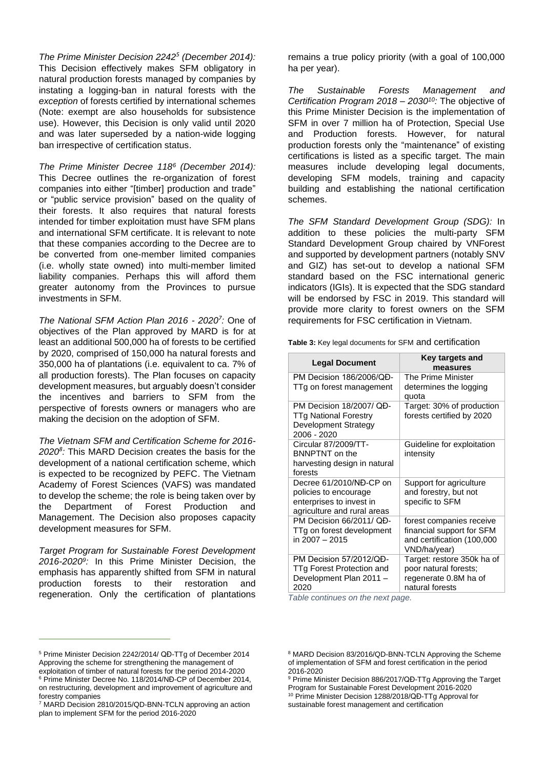*The Prime Minister Decision 2242[5] (December 2014):* This Decision effectively makes SFM obligatory in natural production forests managed by companies by instating a logging-ban in natural forests with the *exception* of forests certified by international schemes (Note: exempt are also households for subsistence use). However, this Decision is only valid until 2020 and was later superseded by a nation-wide logging ban irrespective of certification status.

*The Prime Minister Decree 118[6] (December 2014):* This Decree outlines the re-organization of forest companies into either "[timber] production and trade" or "public service provision" based on the quality of their forests. It also requires that natural forests intended for timber exploitation must have SFM plans and international SFM certificate. It is relevant to note that these companies according to the Decree are to be converted from one-member limited companies (i.e. wholly state owned) into multi-member limited liability companies. Perhaps this will afford them greater autonomy from the Provinces to pursue investments in SFM.

*The National SFM Action Plan 2016 - 2020[7]:* One of objectives of the Plan approved by MARD is for at least an additional 500,000 ha of forests to be certified by 2020, comprised of 150,000 ha natural forests and 350,000 ha of plantations (i.e. equivalent to ca. 7% of all production forests). The Plan focuses on capacity development measures, but arguably doesn't consider the incentives and barriers to SFM from the perspective of forests owners or managers who are making the decision on the adoption of SFM.

*The Vietnam SFM and Certification Scheme for 2016-2020[8]:* This MARD Decision creates the basis for the development of a national certification scheme, which is expected to be recognized by PEFC. The Vietnam Academy of Forest Sciences (VAFS) was mandated to develop the scheme; the role is being taken over by the Department of Forest Production and Management. The Decision also proposes capacity development measures for SFM.

*Target Program for Sustainable Forest Development 2016-2020[9]:* In this Prime Minister Decision, the emphasis has apparently shifted from SFM in natural production forests to their restoration and regeneration. Only the certification of plantations remains a true policy priority (with a goal of 100,000 ha per year).

*The Sustainable Forests Management and Certification Program 2018 – 2030[10]:* The objective of this Prime Minister Decision is the implementation of SFM in over 7 million ha of Protection, Special Use and Production forests. However, for natural production forests only the "maintenance" of existing certifications is listed as a specific target. The main measures include developing legal documents, developing SFM models, training and capacity building and establishing the national certification schemes.

*The SFM Standard Development Group (SDG):* In addition to these policies the multi-party SFM Standard Development Group chaired by VNForest and supported by development partners (notably SNV and GIZ) has set-out to develop a national SFM standard based on the FSC international generic indicators (IGIs). It is expected that the SDG standard will be endorsed by FSC in 2019. This standard will provide more clarity to forest owners on the SFM requirements for FSC certification in Vietnam.

**Table 3:** Key legal documents for SFM and certification

| Legal Document | Key targets and measures |
|---|---|
| PM Decision 186/2006/QĐ-TTg on forest management | The Prime Minister determines the logging quota |
| PM Decision 18/2007/ QĐ-TTg National Forestry Development Strategy 2006 - 2020 | Target: 30% of production forests certified by 2020 |
| Circular 87/2009/TT-BNNPTNT on the harvesting design in natural forests | Guideline for exploitation intensity |
| Decree 61/2010/NĐ-CP on policies to encourage enterprises to invest in agriculture and rural areas | Support for agriculture and forestry, but not specific to SFM |
| PM Decision 66/2011/ QĐ-TTg on forest development in 2007 – 2015 | forest companies receive financial support for SFM and certification (100,000 VND/ha/year) |
| PM Decision 57/2012/QĐ-TTg Forest Protection and Development Plan 2011 – 2020 | Target: restore 350k ha of poor natural forests; regenerate 0.8M ha of natural forests |

*Table continues on the next page.*

[5] Prime Minister Decision 2242/2014/ QĐ-TTg of December 2014 Approving the scheme for strengthening the management of exploitation of timber of natural forests for the period 2014-2020
[6] Prime Minister Decree No. 118/2014/NĐ-CP of December 2014, on restructuring, development and improvement of agriculture and forestry companies
[7] MARD Decision 2810/2015/QD-BNN-TCLN approving an action plan to implement SFM for the period 2016-2020
[8] MARD Decision 83/2016/QD-BNN-TCLN Approving the Scheme of implementation of SFM and forest certification in the period 2016-2020
[9] Prime Minister Decision 886/2017/QĐ-TTg Approving the Target Program for Sustainable Forest Development 2016-2020
[10] Prime Minister Decision 1288/2018/QĐ-TTg Approval for sustainable forest management and certification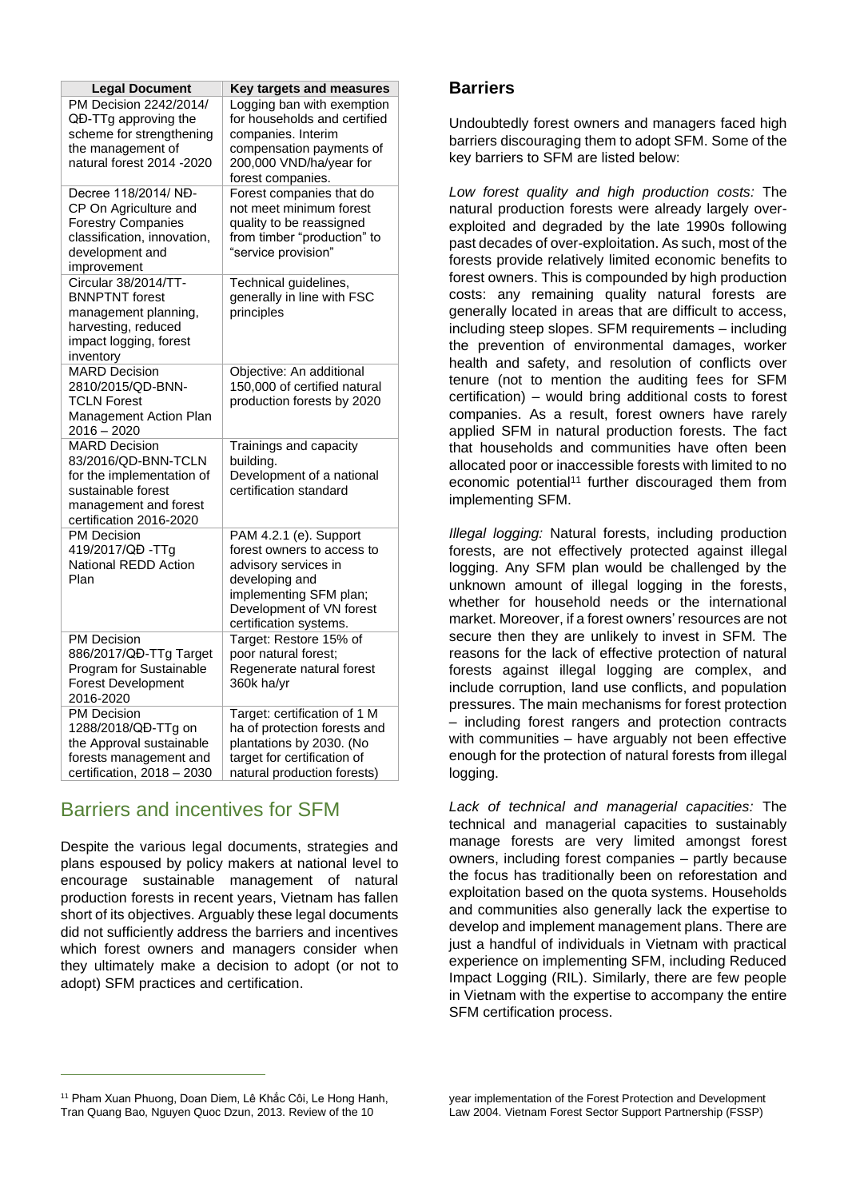| Legal Document | Key targets and measures |
|---|---|
| PM Decision 2242/2014/ QĐ-TTg approving the scheme for strengthening the management of natural forest 2014 -2020 | Logging ban with exemption for households and certified companies. Interim compensation payments of 200,000 VND/ha/year for forest companies. |
| Decree 118/2014/ NĐ-CP On Agriculture and Forestry Companies classification, innovation, development and improvement | Forest companies that do not meet minimum forest quality to be reassigned from timber "production" to "service provision" |
| Circular 38/2014/TT-BNNPTNT forest management planning, harvesting, reduced impact logging, forest inventory | Technical guidelines, generally in line with FSC principles |
| MARD Decision 2810/2015/QD-BNN-TCLN Forest Management Action Plan 2016 – 2020 | Objective: An additional 150,000 of certified natural production forests by 2020 |
| MARD Decision 83/2016/QD-BNN-TCLN for the implementation of sustainable forest management and forest certification 2016-2020 | Trainings and capacity building. Development of a national certification standard |
| PM Decision 419/2017/QĐ -TTg National REDD Action Plan | PAM 4.2.1 (e). Support forest owners to access to advisory services in developing and implementing SFM plan; Development of VN forest certification systems. |
| PM Decision 886/2017/QĐ-TTg Target Program for Sustainable Forest Development 2016-2020 | Target: Restore 15% of poor natural forest; Regenerate natural forest 360k ha/yr |
| PM Decision 1288/2018/QĐ-TTg on the Approval sustainable forests management and certification, 2018 – 2030 | Target: certification of 1 M ha of protection forests and plantations by 2030. (No target for certification of natural production forests) |

## Barriers and incentives for SFM

Despite the various legal documents, strategies and plans espoused by policy makers at national level to encourage sustainable management of natural production forests in recent years, Vietnam has fallen short of its objectives. Arguably these legal documents did not sufficiently address the barriers and incentives which forest owners and managers consider when they ultimately make a decision to adopt (or not to adopt) SFM practices and certification.

### Barriers

Undoubtedly forest owners and managers faced high barriers discouraging them to adopt SFM. Some of the key barriers to SFM are listed below:

*Low forest quality and high production costs:* The natural production forests were already largely over-exploited and degraded by the late 1990s following past decades of over-exploitation. As such, most of the forests provide relatively limited economic benefits to forest owners. This is compounded by high production costs: any remaining quality natural forests are generally located in areas that are difficult to access, including steep slopes. SFM requirements – including the prevention of environmental damages, worker health and safety, and resolution of conflicts over tenure (not to mention the auditing fees for SFM certification) – would bring additional costs to forest companies. As a result, forest owners have rarely applied SFM in natural production forests. The fact that households and communities have often been allocated poor or inaccessible forests with limited to no economic potential[11] further discouraged them from implementing SFM.

*Illegal logging:* Natural forests, including production forests, are not effectively protected against illegal logging. Any SFM plan would be challenged by the unknown amount of illegal logging in the forests, whether for household needs or the international market. Moreover, if a forest owners' resources are not secure then they are unlikely to invest in SFM. The reasons for the lack of effective protection of natural forests against illegal logging are complex, and include corruption, land use conflicts, and population pressures. The main mechanisms for forest protection – including forest rangers and protection contracts with communities – have arguably not been effective enough for the protection of natural forests from illegal logging.

*Lack of technical and managerial capacities:* The technical and managerial capacities to sustainably manage forests are very limited amongst forest owners, including forest companies – partly because the focus has traditionally been on reforestation and exploitation based on the quota systems. Households and communities also generally lack the expertise to develop and implement management plans. There are just a handful of individuals in Vietnam with practical experience on implementing SFM, including Reduced Impact Logging (RIL). Similarly, there are few people in Vietnam with the expertise to accompany the entire SFM certification process.

[11] Pham Xuan Phuong, Doan Diem, Lê Khắc Côi, Le Hong Hanh, Tran Quang Bao, Nguyen Quoc Dzun, 2013. Review of the 10 year implementation of the Forest Protection and Development Law 2004. Vietnam Forest Sector Support Partnership (FSSP)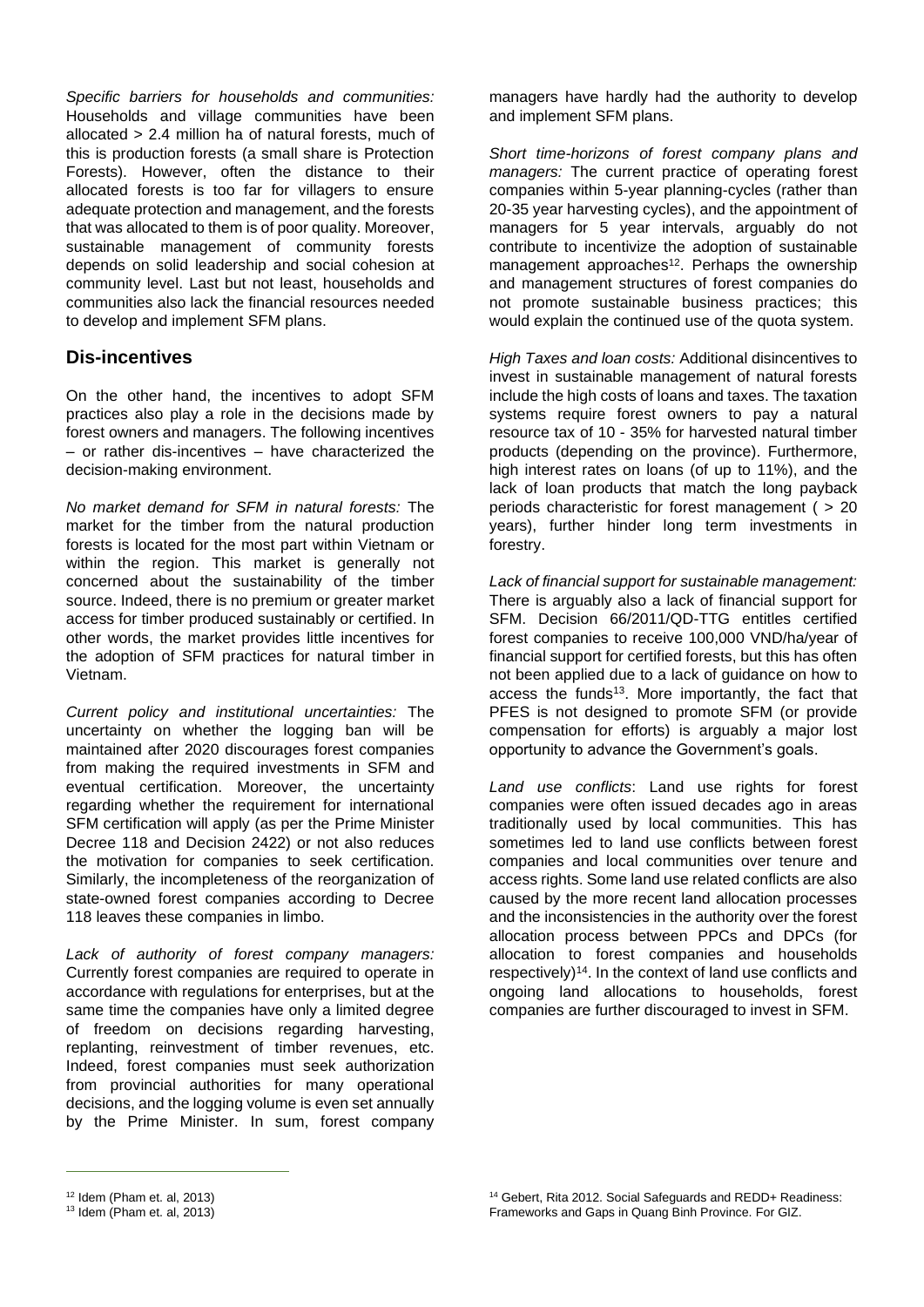*Specific barriers for households and communities:* Households and village communities have been allocated > 2.4 million ha of natural forests, much of this is production forests (a small share is Protection Forests). However, often the distance to their allocated forests is too far for villagers to ensure adequate protection and management, and the forests that was allocated to them is of poor quality. Moreover, sustainable management of community forests depends on solid leadership and social cohesion at community level. Last but not least, households and communities also lack the financial resources needed to develop and implement SFM plans.

## Dis-incentives

On the other hand, the incentives to adopt SFM practices also play a role in the decisions made by forest owners and managers. The following incentives – or rather dis-incentives – have characterized the decision-making environment.

*No market demand for SFM in natural forests:* The market for the timber from the natural production forests is located for the most part within Vietnam or within the region. This market is generally not concerned about the sustainability of the timber source. Indeed, there is no premium or greater market access for timber produced sustainably or certified. In other words, the market provides little incentives for the adoption of SFM practices for natural timber in Vietnam.

*Current policy and institutional uncertainties:* The uncertainty on whether the logging ban will be maintained after 2020 discourages forest companies from making the required investments in SFM and eventual certification. Moreover, the uncertainty regarding whether the requirement for international SFM certification will apply (as per the Prime Minister Decree 118 and Decision 2422) or not also reduces the motivation for companies to seek certification. Similarly, the incompleteness of the reorganization of state-owned forest companies according to Decree 118 leaves these companies in limbo.

*Lack of authority of forest company managers:* Currently forest companies are required to operate in accordance with regulations for enterprises, but at the same time the companies have only a limited degree of freedom on decisions regarding harvesting, replanting, reinvestment of timber revenues, etc. Indeed, forest companies must seek authorization from provincial authorities for many operational decisions, and the logging volume is even set annually by the Prime Minister. In sum, forest company managers have hardly had the authority to develop and implement SFM plans.

*Short time-horizons of forest company plans and managers:* The current practice of operating forest companies within 5-year planning-cycles (rather than 20-35 year harvesting cycles), and the appointment of managers for 5 year intervals, arguably do not contribute to incentivize the adoption of sustainable management approaches[12]. Perhaps the ownership and management structures of forest companies do not promote sustainable business practices; this would explain the continued use of the quota system.

*High Taxes and loan costs:* Additional disincentives to invest in sustainable management of natural forests include the high costs of loans and taxes. The taxation systems require forest owners to pay a natural resource tax of 10 - 35% for harvested natural timber products (depending on the province). Furthermore, high interest rates on loans (of up to 11%), and the lack of loan products that match the long payback periods characteristic for forest management ( > 20 years), further hinder long term investments in forestry.

*Lack of financial support for sustainable management:* There is arguably also a lack of financial support for SFM. Decision 66/2011/QD-TTG entitles certified forest companies to receive 100,000 VND/ha/year of financial support for certified forests, but this has often not been applied due to a lack of guidance on how to access the funds[13]. More importantly, the fact that PFES is not designed to promote SFM (or provide compensation for efforts) is arguably a major lost opportunity to advance the Government's goals.

*Land use conflicts*: Land use rights for forest companies were often issued decades ago in areas traditionally used by local communities. This has sometimes led to land use conflicts between forest companies and local communities over tenure and access rights. Some land use related conflicts are also caused by the more recent land allocation processes and the inconsistencies in the authority over the forest allocation process between PPCs and DPCs (for allocation to forest companies and households respectively)[14]. In the context of land use conflicts and ongoing land allocations to households, forest companies are further discouraged to invest in SFM.

---

[12] Idem (Pham et. al, 2013)

[13] Idem (Pham et. al, 2013)

[14] Gebert, Rita 2012. Social Safeguards and REDD+ Readiness: Frameworks and Gaps in Quang Binh Province. For GIZ.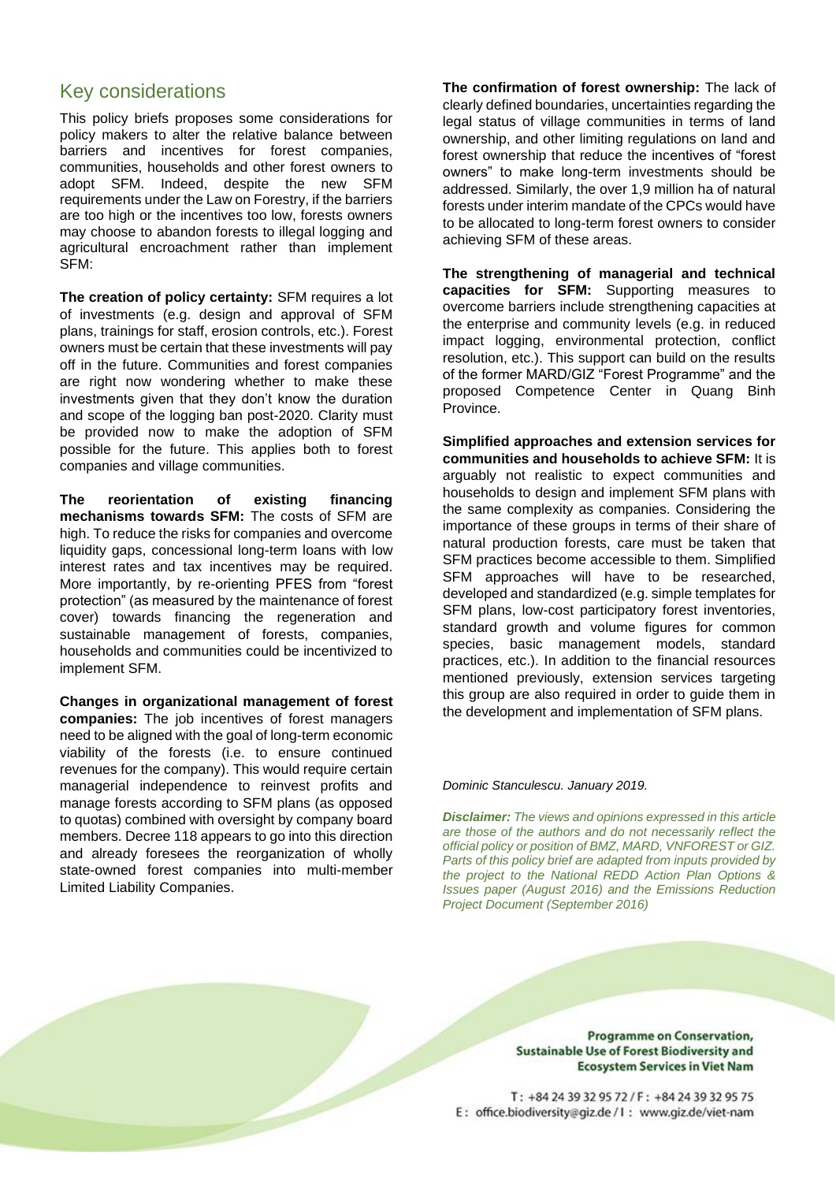## Key considerations

This policy briefs proposes some considerations for policy makers to alter the relative balance between barriers and incentives for forest companies, communities, households and other forest owners to adopt SFM. Indeed, despite the new SFM requirements under the Law on Forestry, if the barriers are too high or the incentives too low, forests owners may choose to abandon forests to illegal logging and agricultural encroachment rather than implement SFM:

**The creation of policy certainty:** SFM requires a lot of investments (e.g. design and approval of SFM plans, trainings for staff, erosion controls, etc.). Forest owners must be certain that these investments will pay off in the future. Communities and forest companies are right now wondering whether to make these investments given that they don't know the duration and scope of the logging ban post-2020. Clarity must be provided now to make the adoption of SFM possible for the future. This applies both to forest companies and village communities.

**The reorientation of existing financing mechanisms towards SFM:** The costs of SFM are high. To reduce the risks for companies and overcome liquidity gaps, concessional long-term loans with low interest rates and tax incentives may be required. More importantly, by re-orienting PFES from "forest protection" (as measured by the maintenance of forest cover) towards financing the regeneration and sustainable management of forests, companies, households and communities could be incentivized to implement SFM.

**Changes in organizational management of forest companies:** The job incentives of forest managers need to be aligned with the goal of long-term economic viability of the forests (i.e. to ensure continued revenues for the company). This would require certain managerial independence to reinvest profits and manage forests according to SFM plans (as opposed to quotas) combined with oversight by company board members. Decree 118 appears to go into this direction and already foresees the reorganization of wholly state-owned forest companies into multi-member Limited Liability Companies.

**The confirmation of forest ownership:** The lack of clearly defined boundaries, uncertainties regarding the legal status of village communities in terms of land ownership, and other limiting regulations on land and forest ownership that reduce the incentives of "forest owners" to make long-term investments should be addressed. Similarly, the over 1,9 million ha of natural forests under interim mandate of the CPCs would have to be allocated to long-term forest owners to consider achieving SFM of these areas.

**The strengthening of managerial and technical capacities for SFM:** Supporting measures to overcome barriers include strengthening capacities at the enterprise and community levels (e.g. in reduced impact logging, environmental protection, conflict resolution, etc.). This support can build on the results of the former MARD/GIZ "Forest Programme" and the proposed Competence Center in Quang Binh Province.

**Simplified approaches and extension services for communities and households to achieve SFM:** It is arguably not realistic to expect communities and households to design and implement SFM plans with the same complexity as companies. Considering the importance of these groups in terms of their share of natural production forests, care must be taken that SFM practices become accessible to them. Simplified SFM approaches will have to be researched, developed and standardized (e.g. simple templates for SFM plans, low-cost participatory forest inventories, standard growth and volume figures for common species, basic management models, standard practices, etc.). In addition to the financial resources mentioned previously, extension services targeting this group are also required in order to guide them in the development and implementation of SFM plans.

*Dominic Stanculescu. January 2019.*

***Disclaimer:*** *The views and opinions expressed in this article are those of the authors and do not necessarily reflect the official policy or position of BMZ, MARD, VNFOREST or GIZ. Parts of this policy brief are adapted from inputs provided by the project to the National REDD Action Plan Options & Issues paper (August 2016) and the Emissions Reduction Project Document (September 2016)*

**Programme on Conservation, Sustainable Use of Forest Biodiversity and Ecosystem Services in Viet Nam**

T: +84 24 39 32 95 72 / F: +84 24 39 32 95 75
E: office.biodiversity@giz.de / I: www.giz.de/viet-nam